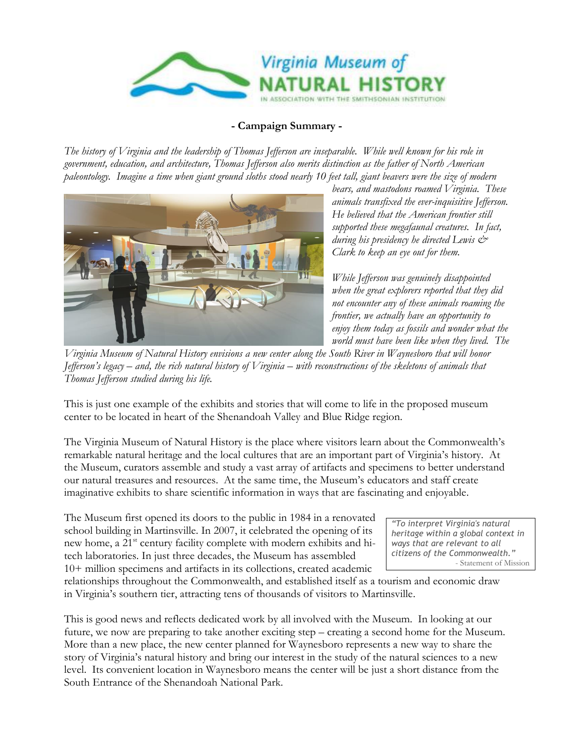**Virginia Museum of NATURAL HISTORY**
IN ASSOCIATION WITH THE SMITHSONIAN INSTITUTION

**- Campaign Summary -**

*The history of Virginia and the leadership of Thomas Jefferson are inseparable. While well known for his role in government, education, and architecture, Thomas Jefferson also merits distinction as the father of North American paleontology. Imagine a time when giant ground sloths stood nearly 10 feet tall, giant beavers were the size of modern bears, and mastodons roamed Virginia. These animals transfixed the ever-inquisitive Jefferson. He believed that the American frontier still supported these megafaunal creatures. In fact, during his presidency he directed Lewis & Clark to keep an eye out for them.*

*While Jefferson was genuinely disappointed when the great explorers reported that they did not encounter any of these animals roaming the frontier, we actually have an opportunity to enjoy them today as fossils and wonder what the world must have been like when they lived. The Virginia Museum of Natural History envisions a new center along the South River in Waynesboro that will honor Jefferson's legacy – and, the rich natural history of Virginia – with reconstructions of the skeletons of animals that Thomas Jefferson studied during his life.*

This is just one example of the exhibits and stories that will come to life in the proposed museum center to be located in heart of the Shenandoah Valley and Blue Ridge region.

The Virginia Museum of Natural History is the place where visitors learn about the Commonwealth's remarkable natural heritage and the local cultures that are an important part of Virginia's history. At the Museum, curators assemble and study a vast array of artifacts and specimens to better understand our natural treasures and resources. At the same time, the Museum's educators and staff create imaginative exhibits to share scientific information in ways that are fascinating and enjoyable.

> *"To interpret Virginia's natural heritage within a global context in ways that are relevant to all citizens of the Commonwealth."*
> \- Statement of Mission

The Museum first opened its doors to the public in 1984 in a renovated school building in Martinsville. In 2007, it celebrated the opening of its new home, a 21st century facility complete with modern exhibits and hi-tech laboratories. In just three decades, the Museum has assembled 10+ million specimens and artifacts in its collections, created academic relationships throughout the Commonwealth, and established itself as a tourism and economic draw in Virginia's southern tier, attracting tens of thousands of visitors to Martinsville.

This is good news and reflects dedicated work by all involved with the Museum. In looking at our future, we now are preparing to take another exciting step – creating a second home for the Museum. More than a new place, the new center planned for Waynesboro represents a new way to share the story of Virginia's natural history and bring our interest in the study of the natural sciences to a new level. Its convenient location in Waynesboro means the center will be just a short distance from the South Entrance of the Shenandoah National Park.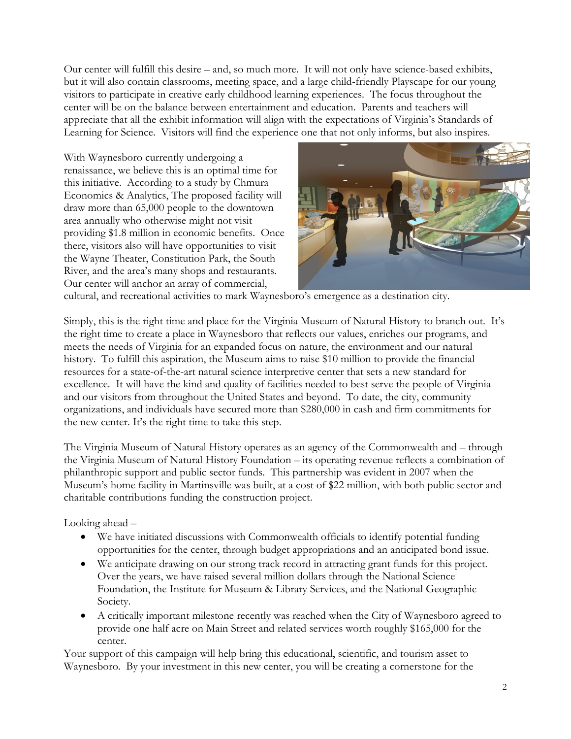Our center will fulfill this desire – and, so much more. It will not only have science-based exhibits, but it will also contain classrooms, meeting space, and a large child-friendly Playscape for our young visitors to participate in creative early childhood learning experiences. The focus throughout the center will be on the balance between entertainment and education. Parents and teachers will appreciate that all the exhibit information will align with the expectations of Virginia's Standards of Learning for Science. Visitors will find the experience one that not only informs, but also inspires.

With Waynesboro currently undergoing a renaissance, we believe this is an optimal time for this initiative. According to a study by Chmura Economics & Analytics, The proposed facility will draw more than 65,000 people to the downtown area annually who otherwise might not visit providing $1.8 million in economic benefits. Once there, visitors also will have opportunities to visit the Wayne Theater, Constitution Park, the South River, and the area's many shops and restaurants. Our center will anchor an array of commercial, cultural, and recreational activities to mark Waynesboro's emergence as a destination city.

Simply, this is the right time and place for the Virginia Museum of Natural History to branch out. It's the right time to create a place in Waynesboro that reflects our values, enriches our programs, and meets the needs of Virginia for an expanded focus on nature, the environment and our natural history. To fulfill this aspiration, the Museum aims to raise $10 million to provide the financial resources for a state-of-the-art natural science interpretive center that sets a new standard for excellence. It will have the kind and quality of facilities needed to best serve the people of Virginia and our visitors from throughout the United States and beyond. To date, the city, community organizations, and individuals have secured more than $280,000 in cash and firm commitments for the new center. It's the right time to take this step.

The Virginia Museum of Natural History operates as an agency of the Commonwealth and – through the Virginia Museum of Natural History Foundation – its operating revenue reflects a combination of philanthropic support and public sector funds. This partnership was evident in 2007 when the Museum's home facility in Martinsville was built, at a cost of $22 million, with both public sector and charitable contributions funding the construction project.

Looking ahead –

- We have initiated discussions with Commonwealth officials to identify potential funding opportunities for the center, through budget appropriations and an anticipated bond issue.
- We anticipate drawing on our strong track record in attracting grant funds for this project. Over the years, we have raised several million dollars through the National Science Foundation, the Institute for Museum & Library Services, and the National Geographic Society.
- A critically important milestone recently was reached when the City of Waynesboro agreed to provide one half acre on Main Street and related services worth roughly $165,000 for the center.

Your support of this campaign will help bring this educational, scientific, and tourism asset to Waynesboro. By your investment in this new center, you will be creating a cornerstone for the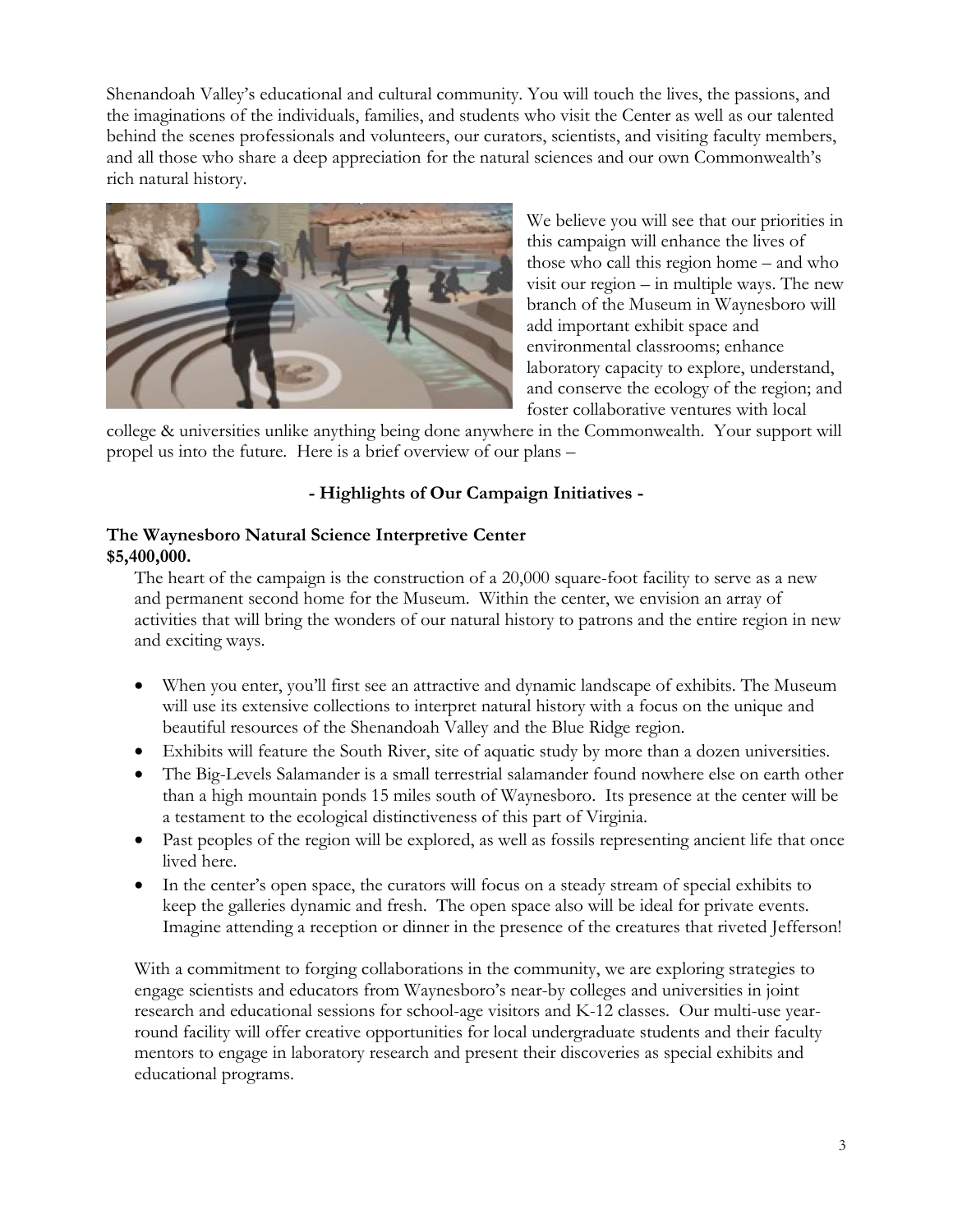Shenandoah Valley's educational and cultural community. You will touch the lives, the passions, and the imaginations of the individuals, families, and students who visit the Center as well as our talented behind the scenes professionals and volunteers, our curators, scientists, and visiting faculty members, and all those who share a deep appreciation for the natural sciences and our own Commonwealth's rich natural history.

We believe you will see that our priorities in this campaign will enhance the lives of those who call this region home – and who visit our region – in multiple ways. The new branch of the Museum in Waynesboro will add important exhibit space and environmental classrooms; enhance laboratory capacity to explore, understand, and conserve the ecology of the region; and foster collaborative ventures with local college & universities unlike anything being done anywhere in the Commonwealth. Your support will propel us into the future. Here is a brief overview of our plans –

## - Highlights of Our Campaign Initiatives -

### The Waynesboro Natural Science Interpretive Center
**$5,400,000.**

The heart of the campaign is the construction of a 20,000 square-foot facility to serve as a new and permanent second home for the Museum. Within the center, we envision an array of activities that will bring the wonders of our natural history to patrons and the entire region in new and exciting ways.

- When you enter, you'll first see an attractive and dynamic landscape of exhibits. The Museum will use its extensive collections to interpret natural history with a focus on the unique and beautiful resources of the Shenandoah Valley and the Blue Ridge region.
- Exhibits will feature the South River, site of aquatic study by more than a dozen universities.
- The Big-Levels Salamander is a small terrestrial salamander found nowhere else on earth other than a high mountain ponds 15 miles south of Waynesboro. Its presence at the center will be a testament to the ecological distinctiveness of this part of Virginia.
- Past peoples of the region will be explored, as well as fossils representing ancient life that once lived here.
- In the center's open space, the curators will focus on a steady stream of special exhibits to keep the galleries dynamic and fresh. The open space also will be ideal for private events. Imagine attending a reception or dinner in the presence of the creatures that riveted Jefferson!

With a commitment to forging collaborations in the community, we are exploring strategies to engage scientists and educators from Waynesboro's near-by colleges and universities in joint research and educational sessions for school-age visitors and K-12 classes. Our multi-use year-round facility will offer creative opportunities for local undergraduate students and their faculty mentors to engage in laboratory research and present their discoveries as special exhibits and educational programs.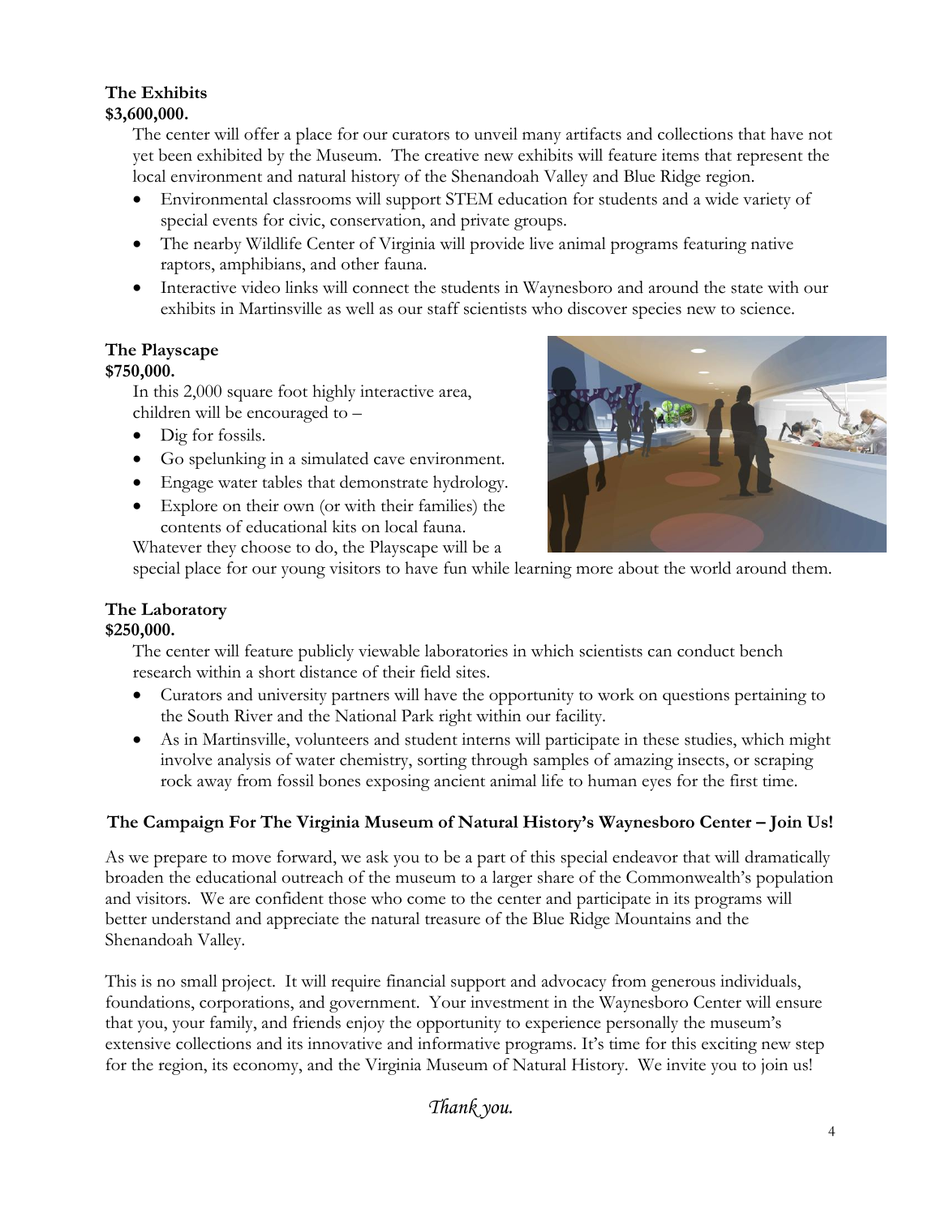**The Exhibits**
**$3,600,000.**

The center will offer a place for our curators to unveil many artifacts and collections that have not yet been exhibited by the Museum. The creative new exhibits will feature items that represent the local environment and natural history of the Shenandoah Valley and Blue Ridge region.

- Environmental classrooms will support STEM education for students and a wide variety of special events for civic, conservation, and private groups.
- The nearby Wildlife Center of Virginia will provide live animal programs featuring native raptors, amphibians, and other fauna.
- Interactive video links will connect the students in Waynesboro and around the state with our exhibits in Martinsville as well as our staff scientists who discover species new to science.

**The Playscape**
**$750,000.**

In this 2,000 square foot highly interactive area, children will be encouraged to –

- Dig for fossils.
- Go spelunking in a simulated cave environment.
- Engage water tables that demonstrate hydrology.
- Explore on their own (or with their families) the contents of educational kits on local fauna.

Whatever they choose to do, the Playscape will be a special place for our young visitors to have fun while learning more about the world around them.

**The Laboratory**
**$250,000.**

The center will feature publicly viewable laboratories in which scientists can conduct bench research within a short distance of their field sites.

- Curators and university partners will have the opportunity to work on questions pertaining to the South River and the National Park right within our facility.
- As in Martinsville, volunteers and student interns will participate in these studies, which might involve analysis of water chemistry, sorting through samples of amazing insects, or scraping rock away from fossil bones exposing ancient animal life to human eyes for the first time.

**The Campaign For The Virginia Museum of Natural History's Waynesboro Center – Join Us!**

As we prepare to move forward, we ask you to be a part of this special endeavor that will dramatically broaden the educational outreach of the museum to a larger share of the Commonwealth's population and visitors. We are confident those who come to the center and participate in its programs will better understand and appreciate the natural treasure of the Blue Ridge Mountains and the Shenandoah Valley.

This is no small project. It will require financial support and advocacy from generous individuals, foundations, corporations, and government. Your investment in the Waynesboro Center will ensure that you, your family, and friends enjoy the opportunity to experience personally the museum's extensive collections and its innovative and informative programs. It's time for this exciting new step for the region, its economy, and the Virginia Museum of Natural History. We invite you to join us!

*Thank you.*